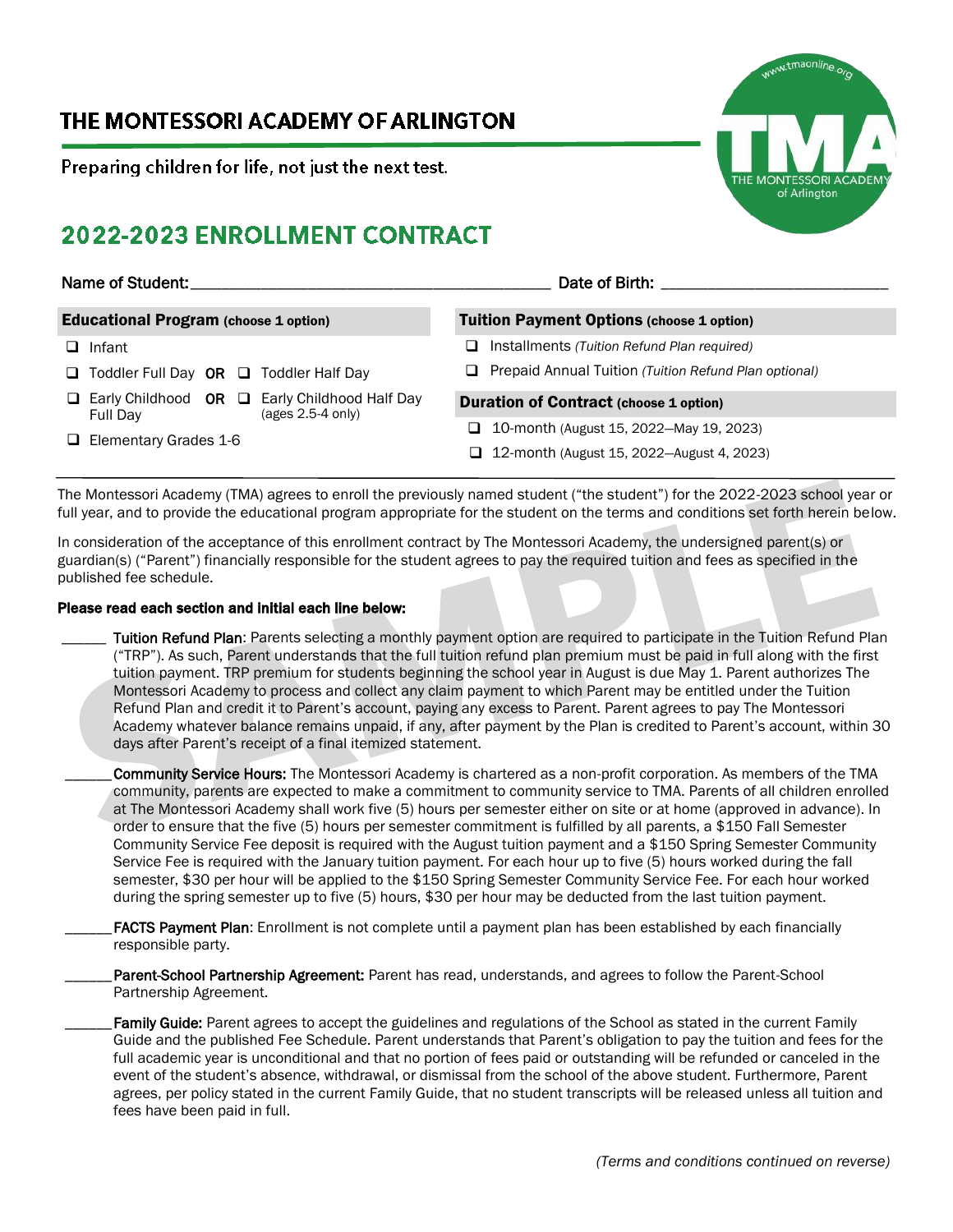# THE MONTESSORI ACADEMY OF ARLINGTON

Preparing children for life, not just the next test.

## 2022-2023 ENROLLMENT CONTRACT

Name of Student: ________________________________________ Date of Birth: _________________________

**Educational Program** (choose 1 option)

- ❑ Infant
- ❑ Toddler Full Day **OR** ❑ Toddler Half Day
- ❑ Early Childhood Full Day **OR** ❑ Early Childhood Half Day (ages 2.5-4 only)
- ❑ Elementary Grades 1-6

**Tuition Payment Options** (choose 1 option)

- ❑ Installments *(Tuition Refund Plan required)*
- ❑ Prepaid Annual Tuition *(Tuition Refund Plan optional)*

**Duration of Contract** (choose 1 option)

- ❑ 10-month (August 15, 2022—May 19, 2023)
- ❑ 12-month (August 15, 2022—August 4, 2023)

---

The Montessori Academy (TMA) agrees to enroll the previously named student ("the student") for the 2022-2023 school year or full year, and to provide the educational program appropriate for the student on the terms and conditions set forth herein below.

In consideration of the acceptance of this enrollment contract by The Montessori Academy, the undersigned parent(s) or guardian(s) ("Parent") financially responsible for the student agrees to pay the required tuition and fees as specified in the published fee schedule.

**Please read each section and initial each line below:**

______ **Tuition Refund Plan**: Parents selecting a monthly payment option are required to participate in the Tuition Refund Plan ("TRP"). As such, Parent understands that the full tuition refund plan premium must be paid in full along with the first tuition payment. TRP premium for students beginning the school year in August is due May 1. Parent authorizes The Montessori Academy to process and collect any claim payment to which Parent may be entitled under the Tuition Refund Plan and credit it to Parent's account, paying any excess to Parent. Parent agrees to pay The Montessori Academy whatever balance remains unpaid, if any, after payment by the Plan is credited to Parent's account, within 30 days after Parent's receipt of a final itemized statement.

______ **Community Service Hours:** The Montessori Academy is chartered as a non-profit corporation. As members of the TMA community, parents are expected to make a commitment to community service to TMA. Parents of all children enrolled at The Montessori Academy shall work five (5) hours per semester either on site or at home (approved in advance). In order to ensure that the five (5) hours per semester commitment is fulfilled by all parents, a $150 Fall Semester Community Service Fee deposit is required with the August tuition payment and a $150 Spring Semester Community Service Fee is required with the January tuition payment. For each hour up to five (5) hours worked during the fall semester, $30 per hour will be applied to the $150 Spring Semester Community Service Fee. For each hour worked during the spring semester up to five (5) hours, $30 per hour may be deducted from the last tuition payment.

______ **FACTS Payment Plan**: Enrollment is not complete until a payment plan has been established by each financially responsible party.

______ **Parent-School Partnership Agreement:** Parent has read, understands, and agrees to follow the Parent-School Partnership Agreement.

______ **Family Guide:** Parent agrees to accept the guidelines and regulations of the School as stated in the current Family Guide and the published Fee Schedule. Parent understands that Parent's obligation to pay the tuition and fees for the full academic year is unconditional and that no portion of fees paid or outstanding will be refunded or canceled in the event of the student's absence, withdrawal, or dismissal from the school of the above student. Furthermore, Parent agrees, per policy stated in the current Family Guide, that no student transcripts will be released unless all tuition and fees have been paid in full.

*(Terms and conditions continued on reverse)*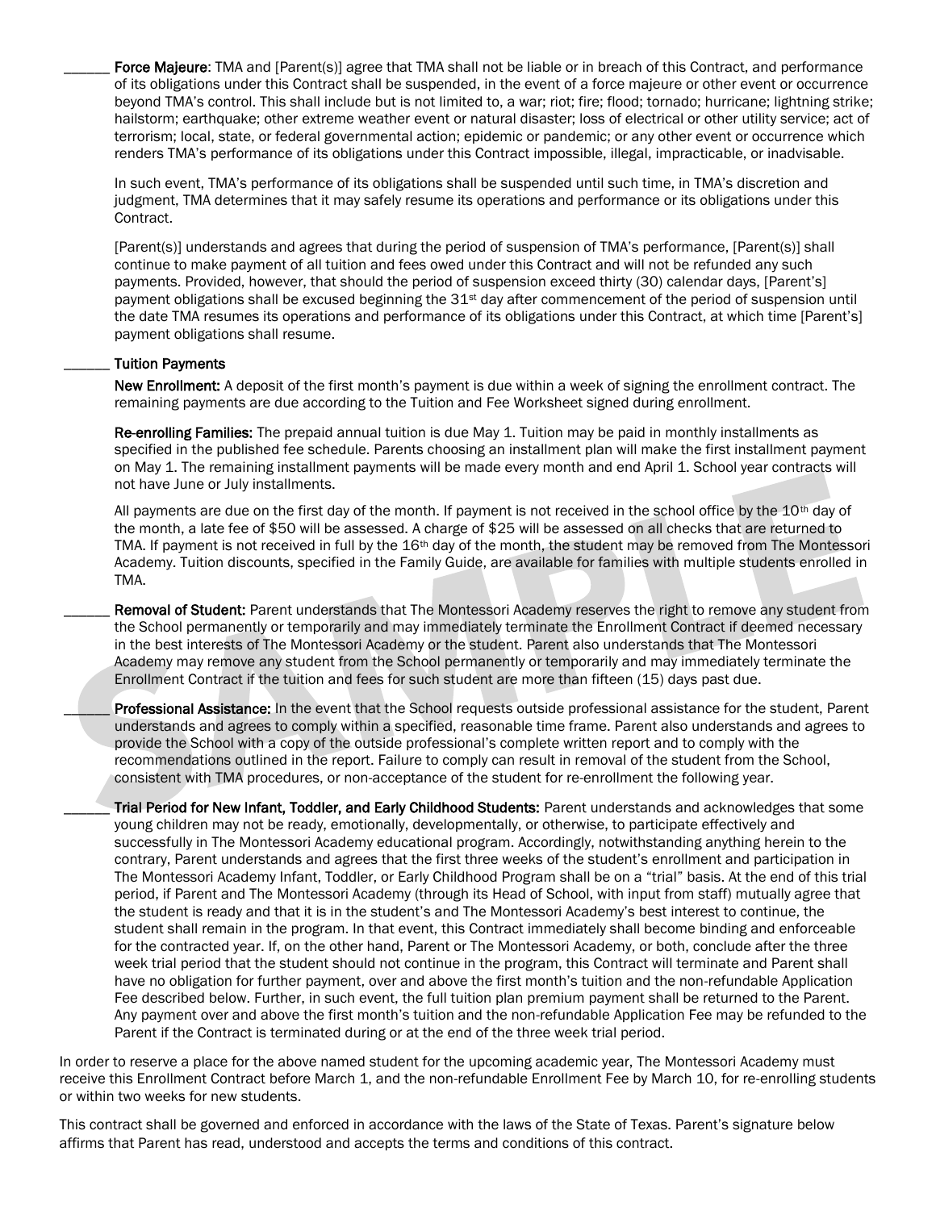______ **Force Majeure**: TMA and [Parent(s)] agree that TMA shall not be liable or in breach of this Contract, and performance of its obligations under this Contract shall be suspended, in the event of a force majeure or other event or occurrence beyond TMA's control. This shall include but is not limited to, a war; riot; fire; flood; tornado; hurricane; lightning strike; hailstorm; earthquake; other extreme weather event or natural disaster; loss of electrical or other utility service; act of terrorism; local, state, or federal governmental action; epidemic or pandemic; or any other event or occurrence which renders TMA's performance of its obligations under this Contract impossible, illegal, impracticable, or inadvisable.

In such event, TMA's performance of its obligations shall be suspended until such time, in TMA's discretion and judgment, TMA determines that it may safely resume its operations and performance or its obligations under this Contract.

[Parent(s)] understands and agrees that during the period of suspension of TMA's performance, [Parent(s)] shall continue to make payment of all tuition and fees owed under this Contract and will not be refunded any such payments. Provided, however, that should the period of suspension exceed thirty (30) calendar days, [Parent's] payment obligations shall be excused beginning the 31st day after commencement of the period of suspension until the date TMA resumes its operations and performance of its obligations under this Contract, at which time [Parent's] payment obligations shall resume.

______ **Tuition Payments**

**New Enrollment:** A deposit of the first month's payment is due within a week of signing the enrollment contract. The remaining payments are due according to the Tuition and Fee Worksheet signed during enrollment.

**Re-enrolling Families:** The prepaid annual tuition is due May 1. Tuition may be paid in monthly installments as specified in the published fee schedule. Parents choosing an installment plan will make the first installment payment on May 1. The remaining installment payments will be made every month and end April 1. School year contracts will not have June or July installments.

All payments are due on the first day of the month. If payment is not received in the school office by the 10th day of the month, a late fee of $50 will be assessed. A charge of $25 will be assessed on all checks that are returned to TMA. If payment is not received in full by the 16th day of the month, the student may be removed from The Montessori Academy. Tuition discounts, specified in the Family Guide, are available for families with multiple students enrolled in TMA.

______ **Removal of Student:** Parent understands that The Montessori Academy reserves the right to remove any student from the School permanently or temporarily and may immediately terminate the Enrollment Contract if deemed necessary in the best interests of The Montessori Academy or the student. Parent also understands that The Montessori Academy may remove any student from the School permanently or temporarily and may immediately terminate the Enrollment Contract if the tuition and fees for such student are more than fifteen (15) days past due.

______ **Professional Assistance:** In the event that the School requests outside professional assistance for the student, Parent understands and agrees to comply within a specified, reasonable time frame. Parent also understands and agrees to provide the School with a copy of the outside professional's complete written report and to comply with the recommendations outlined in the report. Failure to comply can result in removal of the student from the School, consistent with TMA procedures, or non-acceptance of the student for re-enrollment the following year.

______ **Trial Period for New Infant, Toddler, and Early Childhood Students:** Parent understands and acknowledges that some young children may not be ready, emotionally, developmentally, or otherwise, to participate effectively and successfully in The Montessori Academy educational program. Accordingly, notwithstanding anything herein to the contrary, Parent understands and agrees that the first three weeks of the student's enrollment and participation in The Montessori Academy Infant, Toddler, or Early Childhood Program shall be on a "trial" basis. At the end of this trial period, if Parent and The Montessori Academy (through its Head of School, with input from staff) mutually agree that the student is ready and that it is in the student's and The Montessori Academy's best interest to continue, the student shall remain in the program. In that event, this Contract immediately shall become binding and enforceable for the contracted year. If, on the other hand, Parent or The Montessori Academy, or both, conclude after the three week trial period that the student should not continue in the program, this Contract will terminate and Parent shall have no obligation for further payment, over and above the first month's tuition and the non-refundable Application Fee described below. Further, in such event, the full tuition plan premium payment shall be returned to the Parent. Any payment over and above the first month's tuition and the non-refundable Application Fee may be refunded to the Parent if the Contract is terminated during or at the end of the three week trial period.

In order to reserve a place for the above named student for the upcoming academic year, The Montessori Academy must receive this Enrollment Contract before March 1, and the non-refundable Enrollment Fee by March 10, for re-enrolling students or within two weeks for new students.

This contract shall be governed and enforced in accordance with the laws of the State of Texas. Parent's signature below affirms that Parent has read, understood and accepts the terms and conditions of this contract.